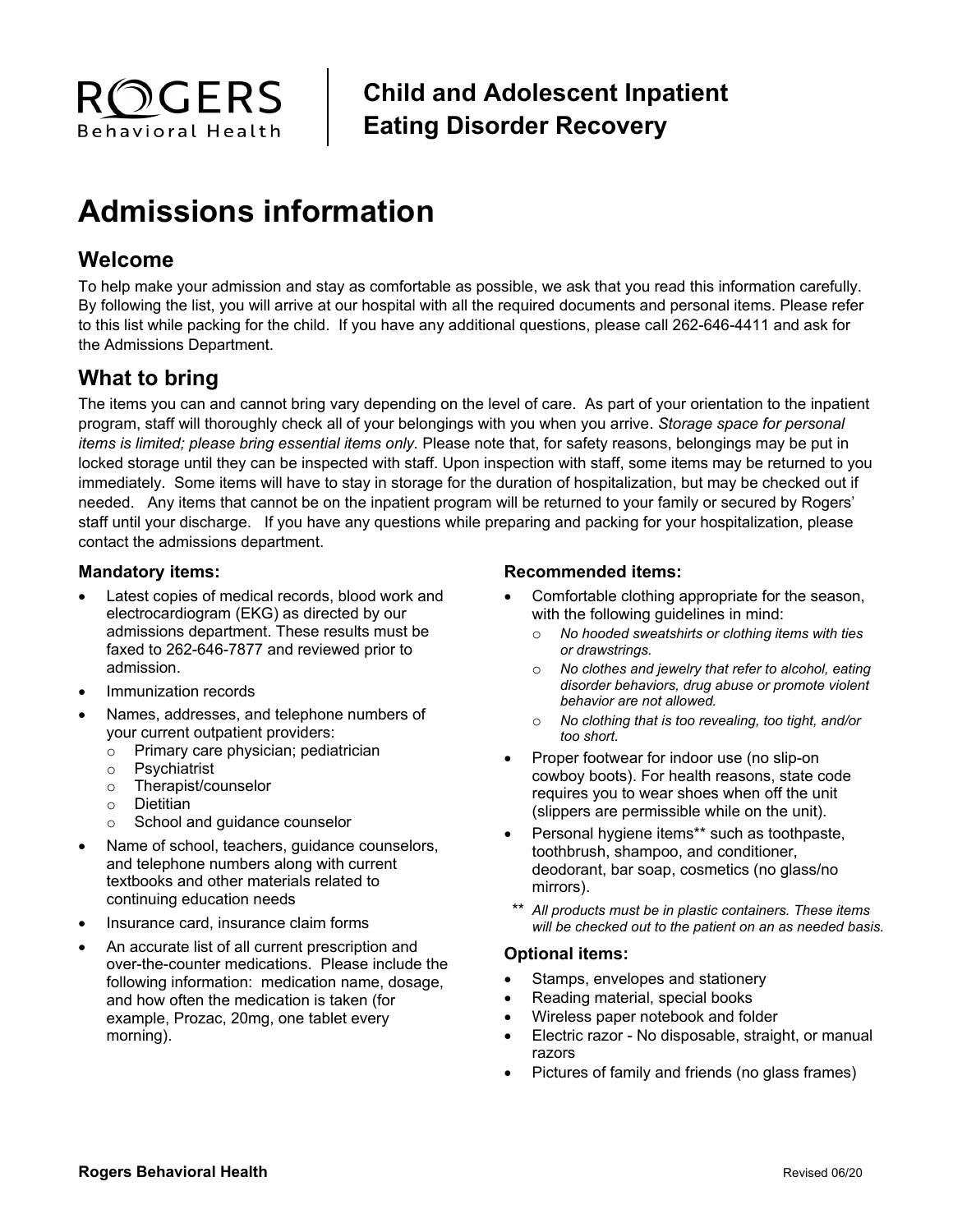**ROGERS Behavioral Health**

**Child and Adolescent Inpatient Eating Disorder Recovery**

# Admissions information

## Welcome

To help make your admission and stay as comfortable as possible, we ask that you read this information carefully. By following the list, you will arrive at our hospital with all the required documents and personal items. Please refer to this list while packing for the child. If you have any additional questions, please call 262-646-4411 and ask for the Admissions Department.

## What to bring

The items you can and cannot bring vary depending on the level of care. As part of your orientation to the inpatient program, staff will thoroughly check all of your belongings with you when you arrive. *Storage space for personal items is limited; please bring essential items only.* Please note that, for safety reasons, belongings may be put in locked storage until they can be inspected with staff. Upon inspection with staff, some items may be returned to you immediately. Some items will have to stay in storage for the duration of hospitalization, but may be checked out if needed. Any items that cannot be on the inpatient program will be returned to your family or secured by Rogers' staff until your discharge. If you have any questions while preparing and packing for your hospitalization, please contact the admissions department.

### Mandatory items:

- Latest copies of medical records, blood work and electrocardiogram (EKG) as directed by our admissions department. These results must be faxed to 262-646-7877 and reviewed prior to admission.
- Immunization records
- Names, addresses, and telephone numbers of your current outpatient providers:
  - Primary care physician; pediatrician
  - Psychiatrist
  - Therapist/counselor
  - Dietitian
  - School and guidance counselor
- Name of school, teachers, guidance counselors, and telephone numbers along with current textbooks and other materials related to continuing education needs
- Insurance card, insurance claim forms
- An accurate list of all current prescription and over-the-counter medications. Please include the following information: medication name, dosage, and how often the medication is taken (for example, Prozac, 20mg, one tablet every morning).

### Recommended items:

- Comfortable clothing appropriate for the season, with the following guidelines in mind:
  - *No hooded sweatshirts or clothing items with ties or drawstrings.*
  - *No clothes and jewelry that refer to alcohol, eating disorder behaviors, drug abuse or promote violent behavior are not allowed.*
  - *No clothing that is too revealing, too tight, and/or too short.*
- Proper footwear for indoor use (no slip-on cowboy boots). For health reasons, state code requires you to wear shoes when off the unit (slippers are permissible while on the unit).
- Personal hygiene items** such as toothpaste, toothbrush, shampoo, and conditioner, deodorant, bar soap, cosmetics (no glass/no mirrors).

** *All products must be in plastic containers. These items will be checked out to the patient on an as needed basis.*

### Optional items:

- Stamps, envelopes and stationery
- Reading material, special books
- Wireless paper notebook and folder
- Electric razor - No disposable, straight, or manual razors
- Pictures of family and friends (no glass frames)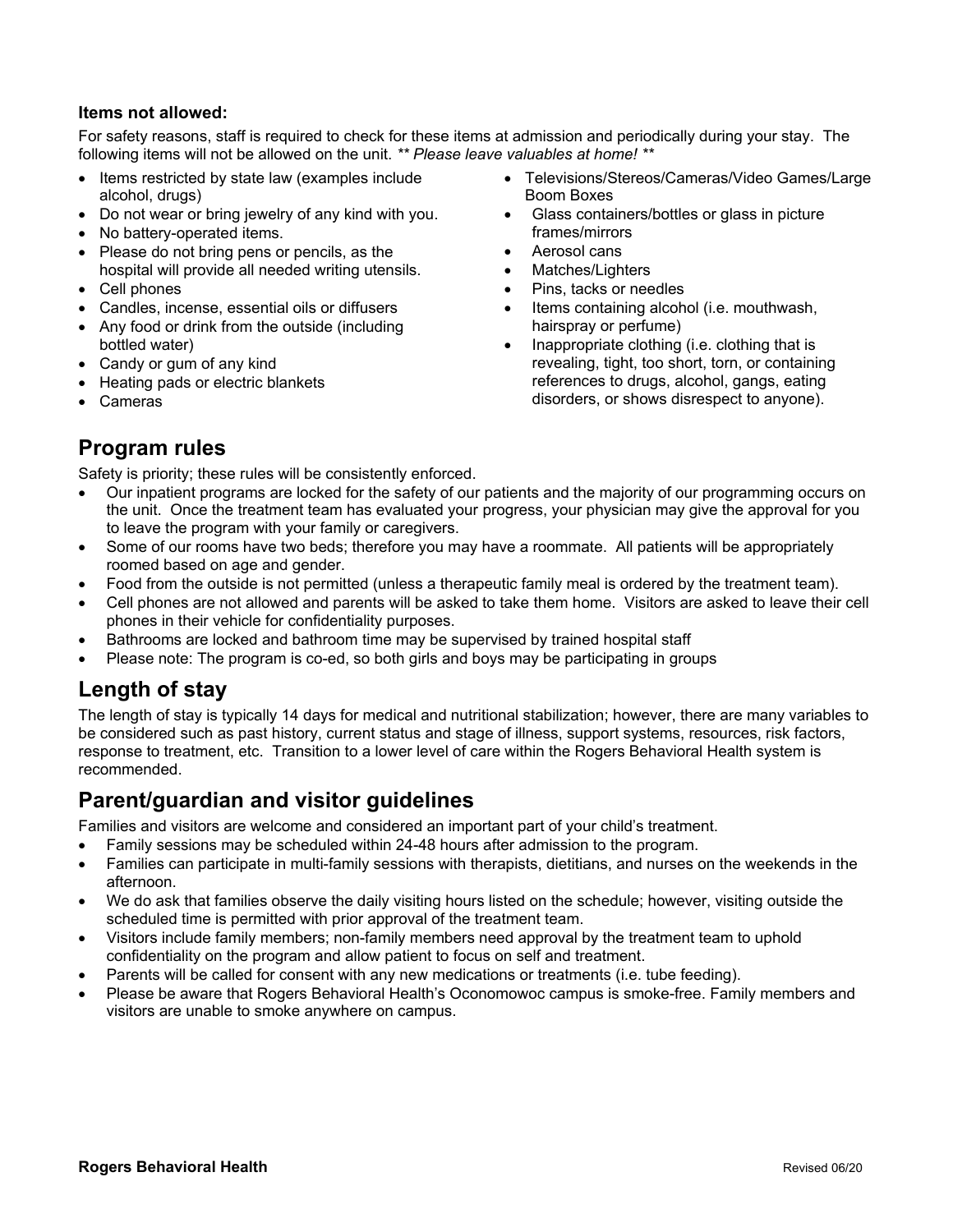**Items not allowed:**

For safety reasons, staff is required to check for these items at admission and periodically during your stay. The following items will not be allowed on the unit. ** *Please leave valuables at home!* **

- Items restricted by state law (examples include alcohol, drugs)
- Do not wear or bring jewelry of any kind with you.
- No battery-operated items.
- Please do not bring pens or pencils, as the hospital will provide all needed writing utensils.
- Cell phones
- Candles, incense, essential oils or diffusers
- Any food or drink from the outside (including bottled water)
- Candy or gum of any kind
- Heating pads or electric blankets
- Cameras
- Televisions/Stereos/Cameras/Video Games/Large Boom Boxes
- Glass containers/bottles or glass in picture frames/mirrors
- Aerosol cans
- Matches/Lighters
- Pins, tacks or needles
- Items containing alcohol (i.e. mouthwash, hairspray or perfume)
- Inappropriate clothing (i.e. clothing that is revealing, tight, too short, torn, or containing references to drugs, alcohol, gangs, eating disorders, or shows disrespect to anyone).

## Program rules

Safety is priority; these rules will be consistently enforced.

- Our inpatient programs are locked for the safety of our patients and the majority of our programming occurs on the unit. Once the treatment team has evaluated your progress, your physician may give the approval for you to leave the program with your family or caregivers.
- Some of our rooms have two beds; therefore you may have a roommate. All patients will be appropriately roomed based on age and gender.
- Food from the outside is not permitted (unless a therapeutic family meal is ordered by the treatment team).
- Cell phones are not allowed and parents will be asked to take them home. Visitors are asked to leave their cell phones in their vehicle for confidentiality purposes.
- Bathrooms are locked and bathroom time may be supervised by trained hospital staff
- Please note: The program is co-ed, so both girls and boys may be participating in groups

## Length of stay

The length of stay is typically 14 days for medical and nutritional stabilization; however, there are many variables to be considered such as past history, current status and stage of illness, support systems, resources, risk factors, response to treatment, etc. Transition to a lower level of care within the Rogers Behavioral Health system is recommended.

## Parent/guardian and visitor guidelines

Families and visitors are welcome and considered an important part of your child's treatment.

- Family sessions may be scheduled within 24-48 hours after admission to the program.
- Families can participate in multi-family sessions with therapists, dietitians, and nurses on the weekends in the afternoon.
- We do ask that families observe the daily visiting hours listed on the schedule; however, visiting outside the scheduled time is permitted with prior approval of the treatment team.
- Visitors include family members; non-family members need approval by the treatment team to uphold confidentiality on the program and allow patient to focus on self and treatment.
- Parents will be called for consent with any new medications or treatments (i.e. tube feeding).
- Please be aware that Rogers Behavioral Health's Oconomowoc campus is smoke-free. Family members and visitors are unable to smoke anywhere on campus.